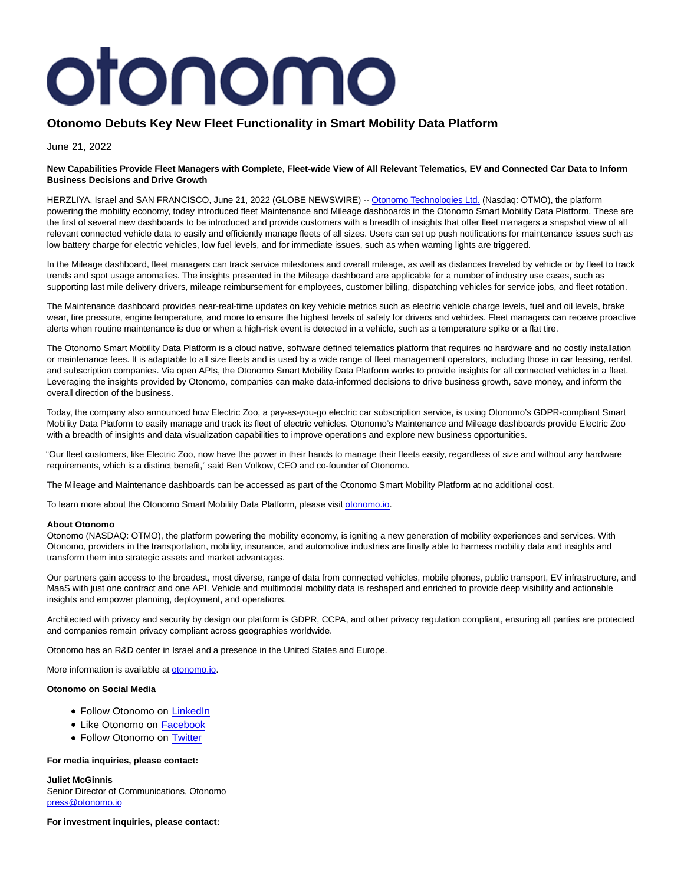# otonomo

## Otonomo Debuts Key New Fleet Functionality in Smart Mobility Data Platform

June 21, 2022

**New Capabilities Provide Fleet Managers with Complete, Fleet-wide View of All Relevant Telematics, EV and Connected Car Data to Inform Business Decisions and Drive Growth**

HERZLIYA, Israel and SAN FRANCISCO, June 21, 2022 (GLOBE NEWSWIRE) -- Otonomo Technologies Ltd. (Nasdaq: OTMO), the platform powering the mobility economy, today introduced fleet Maintenance and Mileage dashboards in the Otonomo Smart Mobility Data Platform. These are the first of several new dashboards to be introduced and provide customers with a breadth of insights that offer fleet managers a snapshot view of all relevant connected vehicle data to easily and efficiently manage fleets of all sizes. Users can set up push notifications for maintenance issues such as low battery charge for electric vehicles, low fuel levels, and for immediate issues, such as when warning lights are triggered.

In the Mileage dashboard, fleet managers can track service milestones and overall mileage, as well as distances traveled by vehicle or by fleet to track trends and spot usage anomalies. The insights presented in the Mileage dashboard are applicable for a number of industry use cases, such as supporting last mile delivery drivers, mileage reimbursement for employees, customer billing, dispatching vehicles for service jobs, and fleet rotation.

The Maintenance dashboard provides near-real-time updates on key vehicle metrics such as electric vehicle charge levels, fuel and oil levels, brake wear, tire pressure, engine temperature, and more to ensure the highest levels of safety for drivers and vehicles. Fleet managers can receive proactive alerts when routine maintenance is due or when a high-risk event is detected in a vehicle, such as a temperature spike or a flat tire.

The Otonomo Smart Mobility Data Platform is a cloud native, software defined telematics platform that requires no hardware and no costly installation or maintenance fees. It is adaptable to all size fleets and is used by a wide range of fleet management operators, including those in car leasing, rental, and subscription companies. Via open APIs, the Otonomo Smart Mobility Data Platform works to provide insights for all connected vehicles in a fleet. Leveraging the insights provided by Otonomo, companies can make data-informed decisions to drive business growth, save money, and inform the overall direction of the business.

Today, the company also announced how Electric Zoo, a pay-as-you-go electric car subscription service, is using Otonomo's GDPR-compliant Smart Mobility Data Platform to easily manage and track its fleet of electric vehicles. Otonomo's Maintenance and Mileage dashboards provide Electric Zoo with a breadth of insights and data visualization capabilities to improve operations and explore new business opportunities.

"Our fleet customers, like Electric Zoo, now have the power in their hands to manage their fleets easily, regardless of size and without any hardware requirements, which is a distinct benefit," said Ben Volkow, CEO and co-founder of Otonomo.

The Mileage and Maintenance dashboards can be accessed as part of the Otonomo Smart Mobility Platform at no additional cost.

To learn more about the Otonomo Smart Mobility Data Platform, please visit otonomo.io.

**About Otonomo**
Otonomo (NASDAQ: OTMO), the platform powering the mobility economy, is igniting a new generation of mobility experiences and services. With Otonomo, providers in the transportation, mobility, insurance, and automotive industries are finally able to harness mobility data and insights and transform them into strategic assets and market advantages.

Our partners gain access to the broadest, most diverse, range of data from connected vehicles, mobile phones, public transport, EV infrastructure, and MaaS with just one contract and one API. Vehicle and multimodal mobility data is reshaped and enriched to provide deep visibility and actionable insights and empower planning, deployment, and operations.

Architected with privacy and security by design our platform is GDPR, CCPA, and other privacy regulation compliant, ensuring all parties are protected and companies remain privacy compliant across geographies worldwide.

Otonomo has an R&D center in Israel and a presence in the United States and Europe.

More information is available at otonomo.io.

**Otonomo on Social Media**

- Follow Otonomo on LinkedIn
- Like Otonomo on Facebook
- Follow Otonomo on Twitter

**For media inquiries, please contact:**

**Juliet McGinnis**
Senior Director of Communications, Otonomo
press@otonomo.io

**For investment inquiries, please contact:**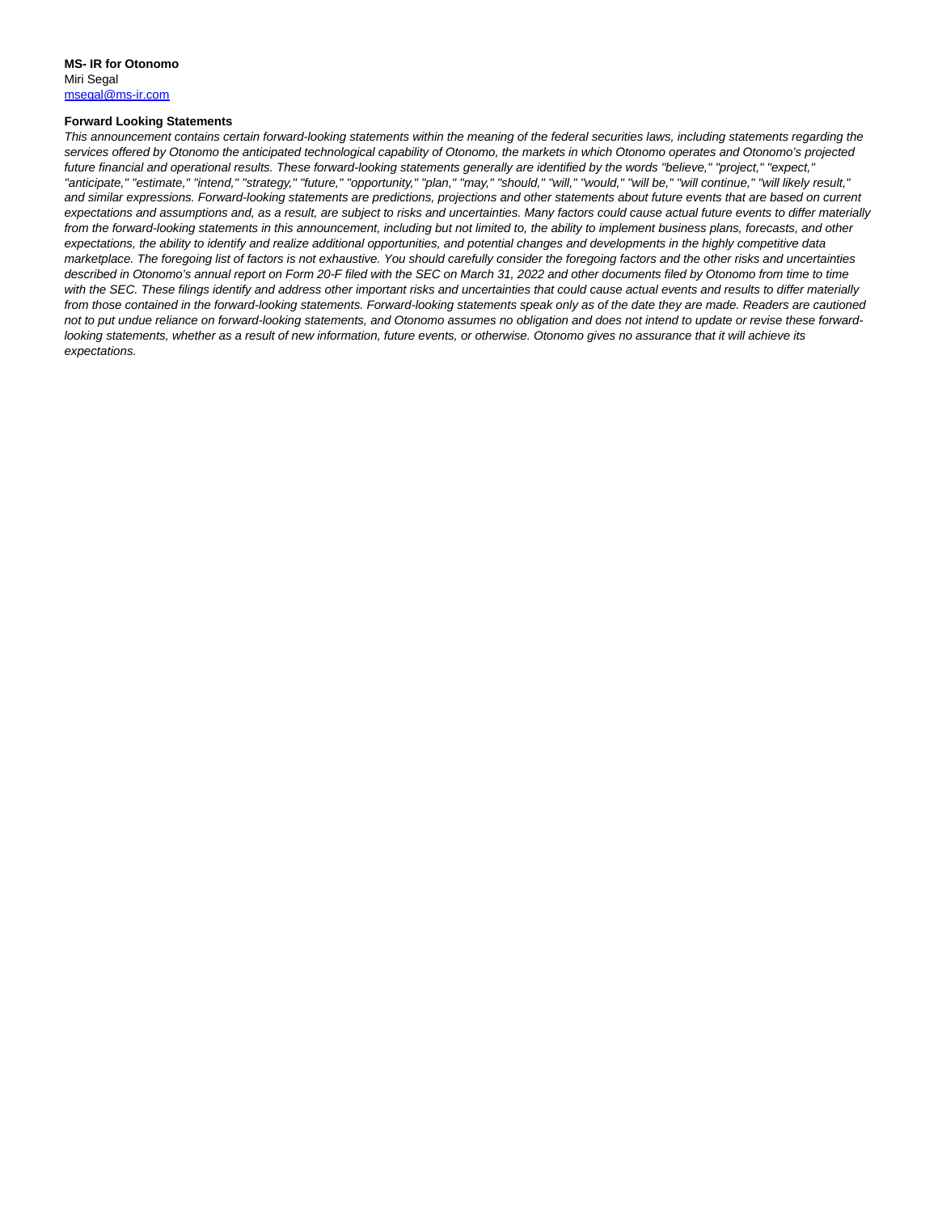**MS- IR for Otonomo**
Miri Segal
msegal@ms-ir.com

**Forward Looking Statements**

*This announcement contains certain forward-looking statements within the meaning of the federal securities laws, including statements regarding the services offered by Otonomo the anticipated technological capability of Otonomo, the markets in which Otonomo operates and Otonomo's projected future financial and operational results. These forward-looking statements generally are identified by the words "believe," "project," "expect," "anticipate," "estimate," "intend," "strategy," "future," "opportunity," "plan," "may," "should," "will," "would," "will be," "will continue," "will likely result," and similar expressions. Forward-looking statements are predictions, projections and other statements about future events that are based on current expectations and assumptions and, as a result, are subject to risks and uncertainties. Many factors could cause actual future events to differ materially from the forward-looking statements in this announcement, including but not limited to, the ability to implement business plans, forecasts, and other expectations, the ability to identify and realize additional opportunities, and potential changes and developments in the highly competitive data marketplace. The foregoing list of factors is not exhaustive. You should carefully consider the foregoing factors and the other risks and uncertainties described in Otonomo's annual report on Form 20-F filed with the SEC on March 31, 2022 and other documents filed by Otonomo from time to time with the SEC. These filings identify and address other important risks and uncertainties that could cause actual events and results to differ materially from those contained in the forward-looking statements. Forward-looking statements speak only as of the date they are made. Readers are cautioned not to put undue reliance on forward-looking statements, and Otonomo assumes no obligation and does not intend to update or revise these forward-looking statements, whether as a result of new information, future events, or otherwise. Otonomo gives no assurance that it will achieve its expectations.*